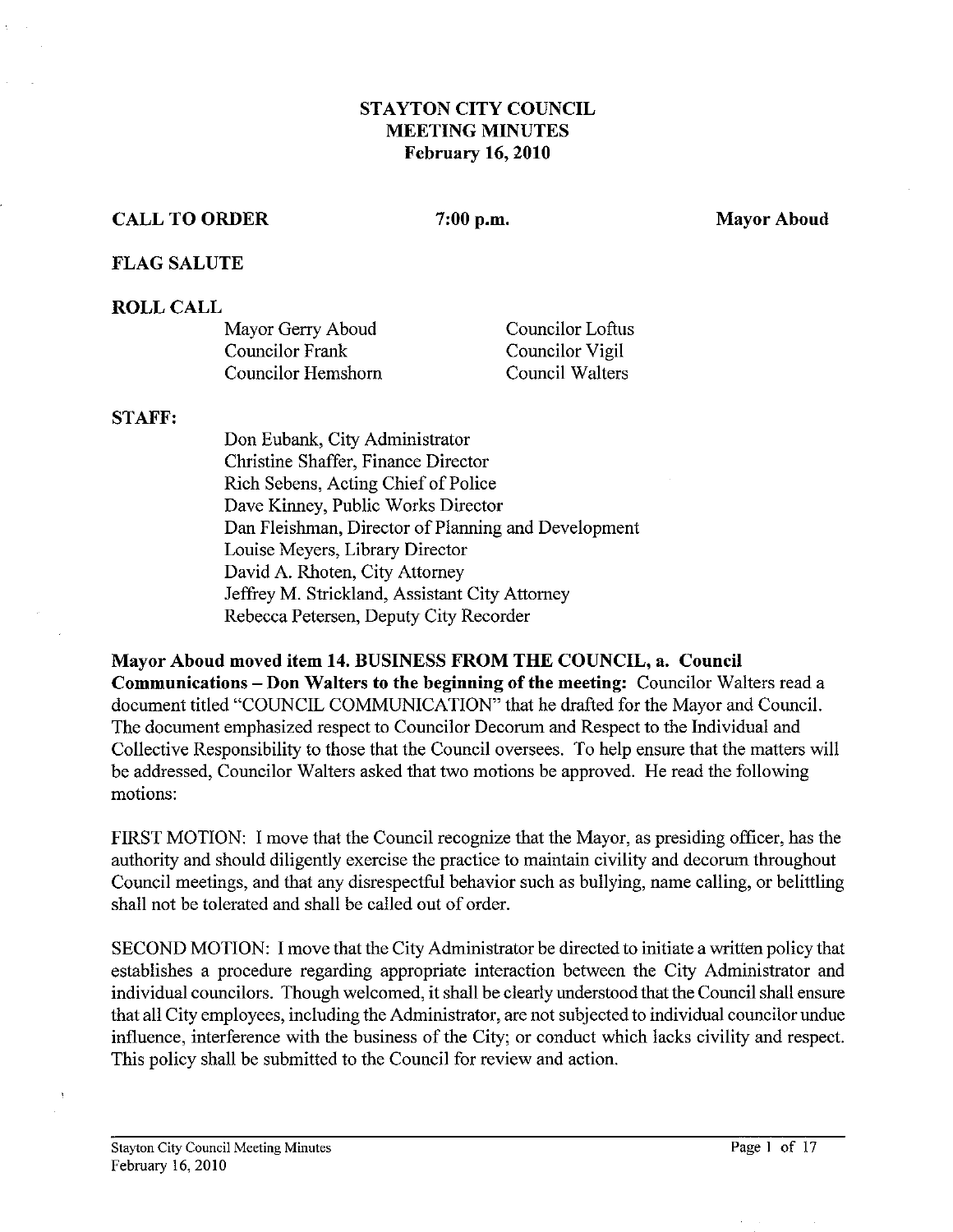# STAYTON CITY COUNCIL
## MEETING MINUTES
### February 16, 2010

**CALL TO ORDER** **7:00 p.m.** **Mayor Aboud**

**FLAG SALUTE**

**ROLL CALL**

| | |
|---|---|
| Mayor Gerry Aboud | Councilor Loftus |
| Councilor Frank | Councilor Vigil |
| Councilor Hemshorn | Council Walters |

**STAFF:**

Don Eubank, City Administrator
Christine Shaffer, Finance Director
Rich Sebens, Acting Chief of Police
Dave Kinney, Public Works Director
Dan Fleishman, Director of Planning and Development
Louise Meyers, Library Director
David A. Rhoten, City Attorney
Jeffrey M. Strickland, Assistant City Attorney
Rebecca Petersen, Deputy City Recorder

**Mayor Aboud moved item 14. BUSINESS FROM THE COUNCIL, a. Council Communications – Don Walters to the beginning of the meeting:** Councilor Walters read a document titled "COUNCIL COMMUNICATION" that he drafted for the Mayor and Council. The document emphasized respect to Councilor Decorum and Respect to the Individual and Collective Responsibility to those that the Council oversees. To help ensure that the matters will be addressed, Councilor Walters asked that two motions be approved. He read the following motions:

FIRST MOTION: I move that the Council recognize that the Mayor, as presiding officer, has the authority and should diligently exercise the practice to maintain civility and decorum throughout Council meetings, and that any disrespectful behavior such as bullying, name calling, or belittling shall not be tolerated and shall be called out of order.

SECOND MOTION: I move that the City Administrator be directed to initiate a written policy that establishes a procedure regarding appropriate interaction between the City Administrator and individual councilors. Though welcomed, it shall be clearly understood that the Council shall ensure that all City employees, including the Administrator, are not subjected to individual councilor undue influence, interference with the business of the City; or conduct which lacks civility and respect. This policy shall be submitted to the Council for review and action.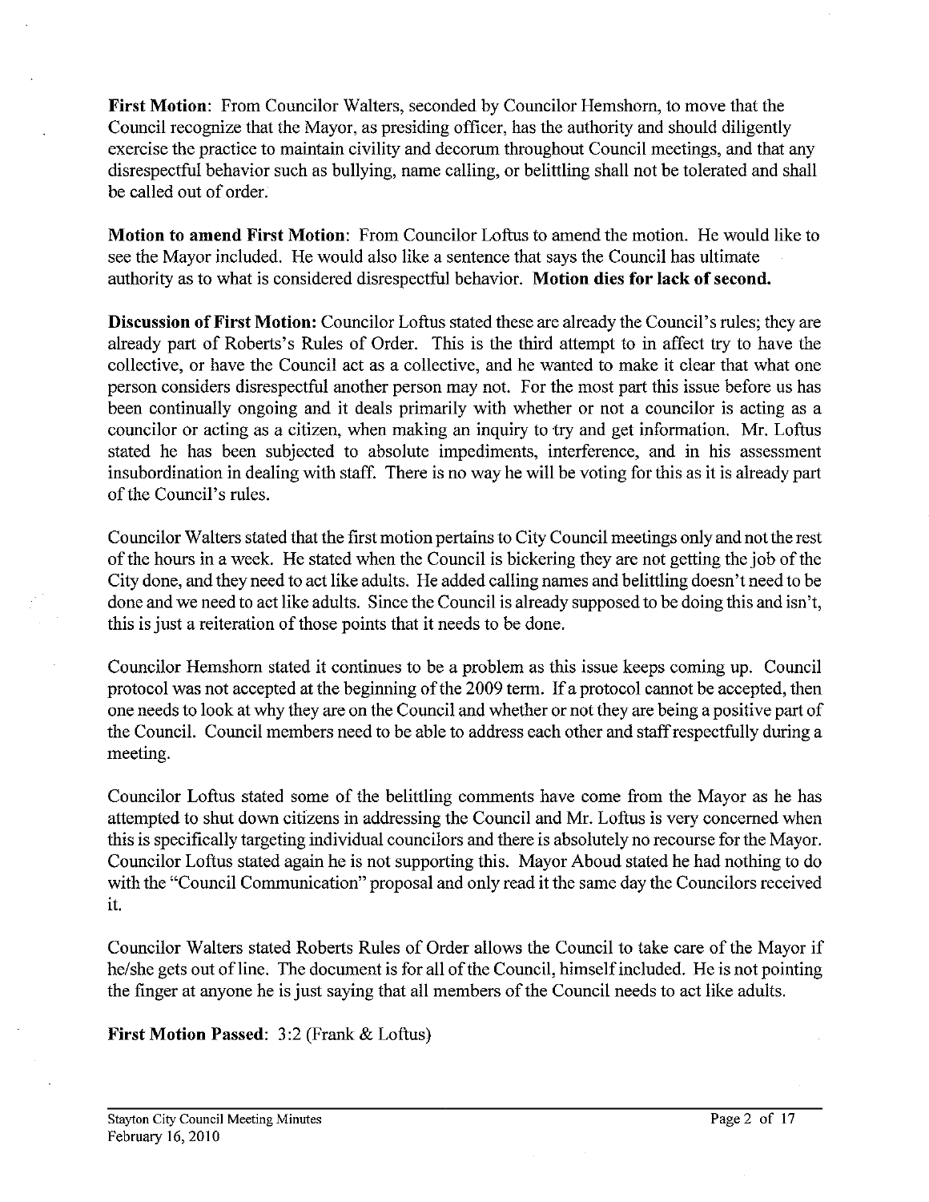**First Motion**: From Councilor Walters, seconded by Councilor Hemshorn, to move that the Council recognize that the Mayor, as presiding officer, has the authority and should diligently exercise the practice to maintain civility and decorum throughout Council meetings, and that any disrespectful behavior such as bullying, name calling, or belittling shall not be tolerated and shall be called out of order.

**Motion to amend First Motion**: From Councilor Loftus to amend the motion. He would like to see the Mayor included. He would also like a sentence that says the Council has ultimate authority as to what is considered disrespectful behavior. **Motion dies for lack of second.**

**Discussion of First Motion:** Councilor Loftus stated these are already the Council's rules; they are already part of Roberts's Rules of Order. This is the third attempt to in affect try to have the collective, or have the Council act as a collective, and he wanted to make it clear that what one person considers disrespectful another person may not. For the most part this issue before us has been continually ongoing and it deals primarily with whether or not a councilor is acting as a councilor or acting as a citizen, when making an inquiry to try and get information. Mr. Loftus stated he has been subjected to absolute impediments, interference, and in his assessment insubordination in dealing with staff. There is no way he will be voting for this as it is already part of the Council's rules.

Councilor Walters stated that the first motion pertains to City Council meetings only and not the rest of the hours in a week. He stated when the Council is bickering they are not getting the job of the City done, and they need to act like adults. He added calling names and belittling doesn't need to be done and we need to act like adults. Since the Council is already supposed to be doing this and isn't, this is just a reiteration of those points that it needs to be done.

Councilor Hemshorn stated it continues to be a problem as this issue keeps coming up. Council protocol was not accepted at the beginning of the 2009 term. If a protocol cannot be accepted, then one needs to look at why they are on the Council and whether or not they are being a positive part of the Council. Council members need to be able to address each other and staff respectfully during a meeting.

Councilor Loftus stated some of the belittling comments have come from the Mayor as he has attempted to shut down citizens in addressing the Council and Mr. Loftus is very concerned when this is specifically targeting individual councilors and there is absolutely no recourse for the Mayor. Councilor Loftus stated again he is not supporting this. Mayor Aboud stated he had nothing to do with the "Council Communication" proposal and only read it the same day the Councilors received it.

Councilor Walters stated Roberts Rules of Order allows the Council to take care of the Mayor if he/she gets out of line. The document is for all of the Council, himself included. He is not pointing the finger at anyone he is just saying that all members of the Council needs to act like adults.

**First Motion Passed**: 3:2 (Frank & Loftus)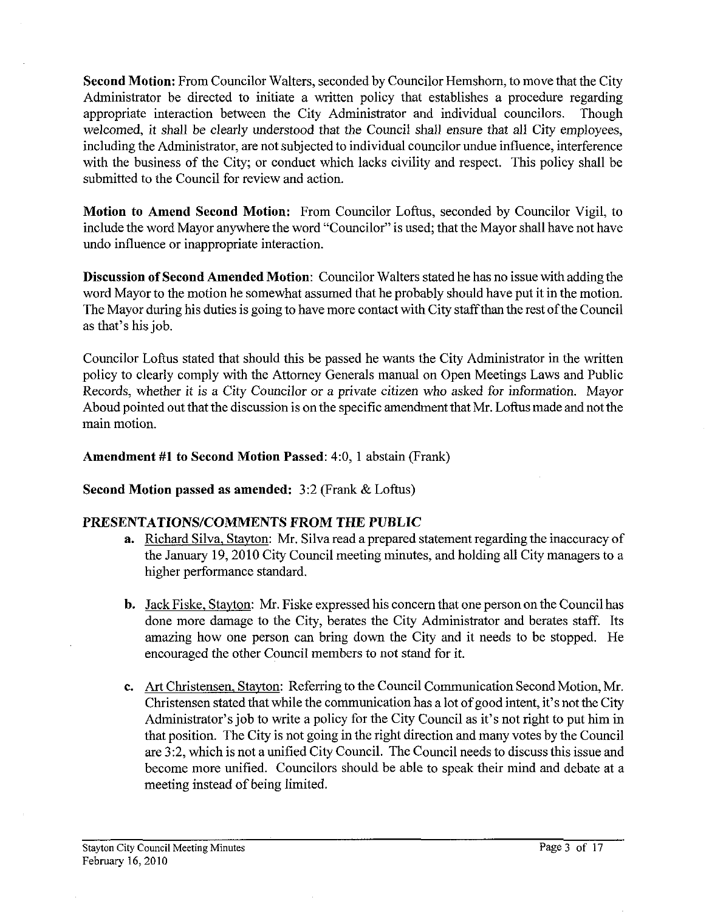**Second Motion:** From Councilor Walters, seconded by Councilor Hemshorn, to move that the City Administrator be directed to initiate a written policy that establishes a procedure regarding appropriate interaction between the City Administrator and individual councilors. Though welcomed, it shall be clearly understood that the Council shall ensure that all City employees, including the Administrator, are not subjected to individual councilor undue influence, interference with the business of the City; or conduct which lacks civility and respect. This policy shall be submitted to the Council for review and action.

**Motion to Amend Second Motion:** From Councilor Loftus, seconded by Councilor Vigil, to include the word Mayor anywhere the word "Councilor" is used; that the Mayor shall have not have undo influence or inappropriate interaction.

**Discussion of Second Amended Motion**: Councilor Walters stated he has no issue with adding the word Mayor to the motion he somewhat assumed that he probably should have put it in the motion. The Mayor during his duties is going to have more contact with City staff than the rest of the Council as that's his job.

Councilor Loftus stated that should this be passed he wants the City Administrator in the written policy to clearly comply with the Attorney Generals manual on Open Meetings Laws and Public Records, whether it is a City Councilor or a private citizen who asked for information. Mayor Aboud pointed out that the discussion is on the specific amendment that Mr. Loftus made and not the main motion.

**Amendment #1 to Second Motion Passed**: 4:0, 1 abstain (Frank)

**Second Motion passed as amended:** 3:2 (Frank & Loftus)

## *PRESENTATIONS/COMMENTS FROM THE PUBLIC*

a. Richard Silva, Stayton: Mr. Silva read a prepared statement regarding the inaccuracy of the January 19, 2010 City Council meeting minutes, and holding all City managers to a higher performance standard.

b. Jack Fiske, Stayton: Mr. Fiske expressed his concern that one person on the Council has done more damage to the City, berates the City Administrator and berates staff. Its amazing how one person can bring down the City and it needs to be stopped. He encouraged the other Council members to not stand for it.

c. Art Christensen, Stayton: Referring to the Council Communication Second Motion, Mr. Christensen stated that while the communication has a lot of good intent, it's not the City Administrator's job to write a policy for the City Council as it's not right to put him in that position. The City is not going in the right direction and many votes by the Council are 3:2, which is not a unified City Council. The Council needs to discuss this issue and become more unified. Councilors should be able to speak their mind and debate at a meeting instead of being limited.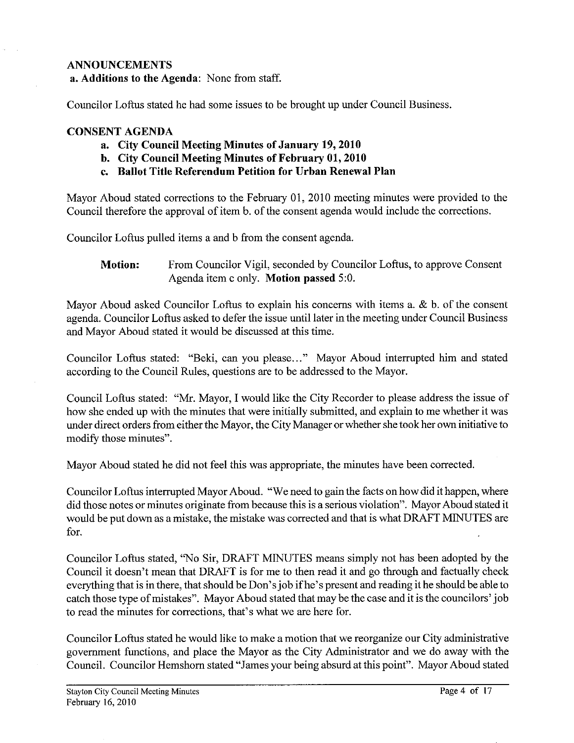## ANNOUNCEMENTS

**a. Additions to the Agenda**: None from staff.

Councilor Loftus stated he had some issues to be brought up under Council Business.

## CONSENT AGENDA

- **a. City Council Meeting Minutes of January 19, 2010**
- **b. City Council Meeting Minutes of February 01, 2010**
- **c. Ballot Title Referendum Petition for Urban Renewal Plan**

Mayor Aboud stated corrections to the February 01, 2010 meeting minutes were provided to the Council therefore the approval of item b. of the consent agenda would include the corrections.

Councilor Loftus pulled items a and b from the consent agenda.

> **Motion:** From Councilor Vigil, seconded by Councilor Loftus, to approve Consent Agenda item c only. **Motion passed** 5:0.

Mayor Aboud asked Councilor Loftus to explain his concerns with items a. & b. of the consent agenda. Councilor Loftus asked to defer the issue until later in the meeting under Council Business and Mayor Aboud stated it would be discussed at this time.

Councilor Loftus stated: "Beki, can you please..." Mayor Aboud interrupted him and stated according to the Council Rules, questions are to be addressed to the Mayor.

Council Loftus stated: "Mr. Mayor, I would like the City Recorder to please address the issue of how she ended up with the minutes that were initially submitted, and explain to me whether it was under direct orders from either the Mayor, the City Manager or whether she took her own initiative to modify those minutes".

Mayor Aboud stated he did not feel this was appropriate, the minutes have been corrected.

Councilor Loftus interrupted Mayor Aboud. "We need to gain the facts on how did it happen, where did those notes or minutes originate from because this is a serious violation". Mayor Aboud stated it would be put down as a mistake, the mistake was corrected and that is what DRAFT MINUTES are for.

Councilor Loftus stated, "No Sir, DRAFT MINUTES means simply not has been adopted by the Council it doesn't mean that DRAFT is for me to then read it and go through and factually check everything that is in there, that should be Don's job if he's present and reading it he should be able to catch those type of mistakes". Mayor Aboud stated that may be the case and it is the councilors' job to read the minutes for corrections, that's what we are here for.

Councilor Loftus stated he would like to make a motion that we reorganize our City administrative government functions, and place the Mayor as the City Administrator and we do away with the Council. Councilor Hemshorn stated "James your being absurd at this point". Mayor Aboud stated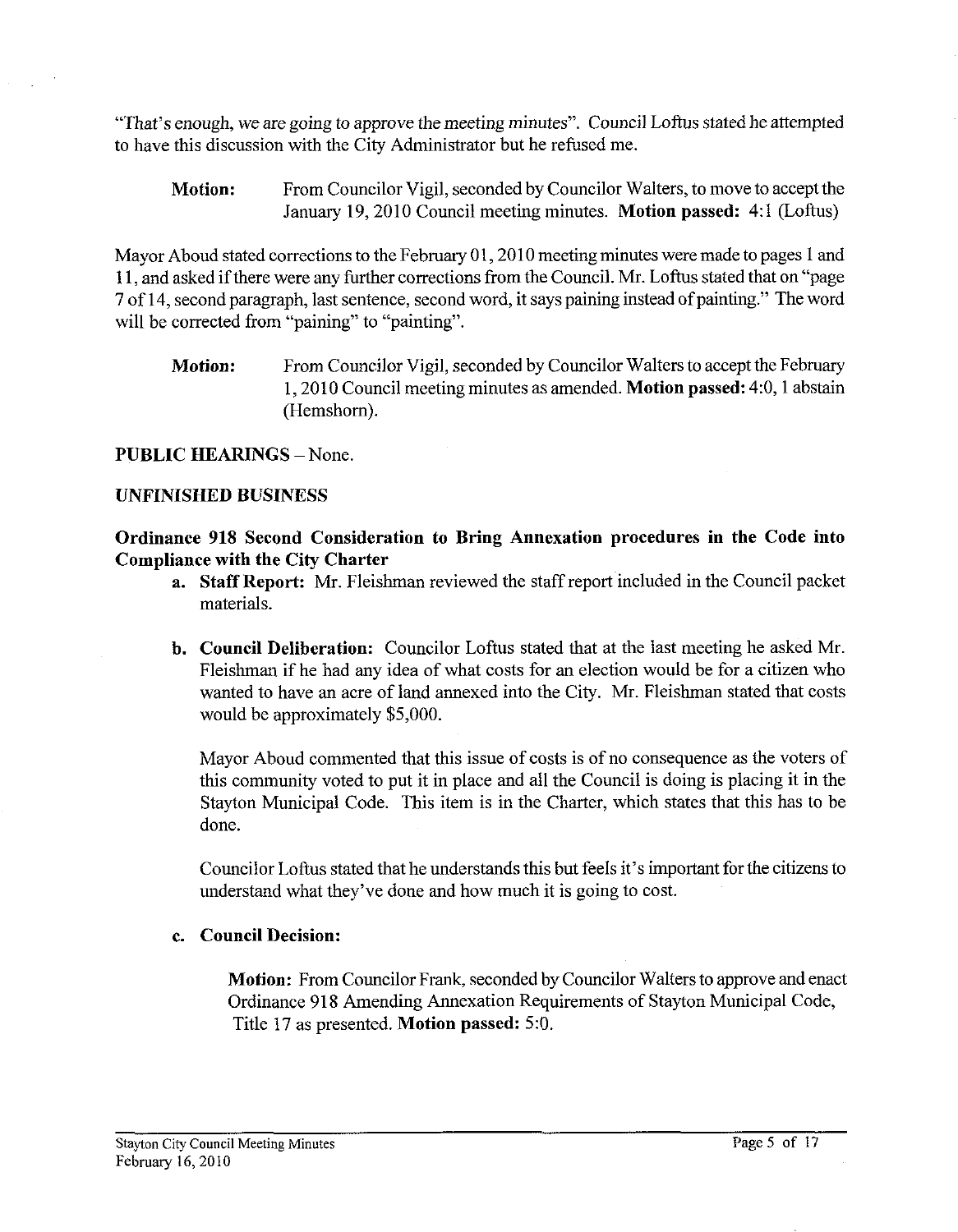"That's enough, we are going to approve the meeting minutes". Council Loftus stated he attempted to have this discussion with the City Administrator but he refused me.

**Motion:** From Councilor Vigil, seconded by Councilor Walters, to move to accept the January 19, 2010 Council meeting minutes. **Motion passed:** 4:1 (Loftus)

Mayor Aboud stated corrections to the February 01, 2010 meeting minutes were made to pages 1 and 11, and asked if there were any further corrections from the Council. Mr. Loftus stated that on "page 7 of 14, second paragraph, last sentence, second word, it says paining instead of painting." The word will be corrected from "paining" to "painting".

**Motion:** From Councilor Vigil, seconded by Councilor Walters to accept the February 1, 2010 Council meeting minutes as amended. **Motion passed:** 4:0, 1 abstain (Hemshorn).

**PUBLIC HEARINGS** – None.

**UNFINISHED BUSINESS**

**Ordinance 918 Second Consideration to Bring Annexation procedures in the Code into Compliance with the City Charter**

a. **Staff Report:** Mr. Fleishman reviewed the staff report included in the Council packet materials.

b. **Council Deliberation:** Councilor Loftus stated that at the last meeting he asked Mr. Fleishman if he had any idea of what costs for an election would be for a citizen who wanted to have an acre of land annexed into the City. Mr. Fleishman stated that costs would be approximately $5,000.

   Mayor Aboud commented that this issue of costs is of no consequence as the voters of this community voted to put it in place and all the Council is doing is placing it in the Stayton Municipal Code. This item is in the Charter, which states that this has to be done.

   Councilor Loftus stated that he understands this but feels it's important for the citizens to understand what they've done and how much it is going to cost.

c. **Council Decision:**

   **Motion:** From Councilor Frank, seconded by Councilor Walters to approve and enact Ordinance 918 Amending Annexation Requirements of Stayton Municipal Code, Title 17 as presented. **Motion passed:** 5:0.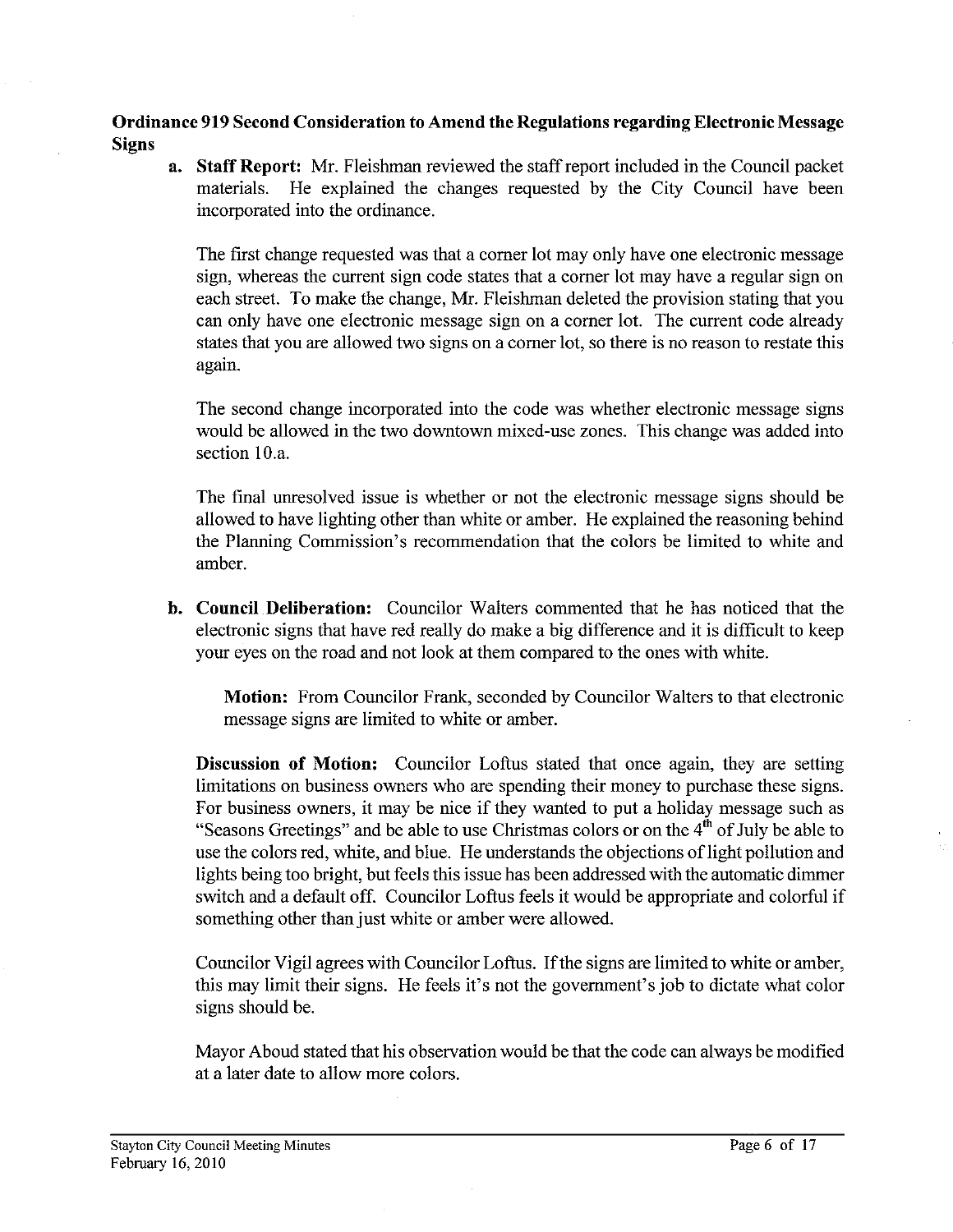**Ordinance 919 Second Consideration to Amend the Regulations regarding Electronic Message Signs**

a. **Staff Report:** Mr. Fleishman reviewed the staff report included in the Council packet materials. He explained the changes requested by the City Council have been incorporated into the ordinance.

   The first change requested was that a corner lot may only have one electronic message sign, whereas the current sign code states that a corner lot may have a regular sign on each street. To make the change, Mr. Fleishman deleted the provision stating that you can only have one electronic message sign on a corner lot. The current code already states that you are allowed two signs on a corner lot, so there is no reason to restate this again.

   The second change incorporated into the code was whether electronic message signs would be allowed in the two downtown mixed-use zones. This change was added into section 10.a.

   The final unresolved issue is whether or not the electronic message signs should be allowed to have lighting other than white or amber. He explained the reasoning behind the Planning Commission's recommendation that the colors be limited to white and amber.

b. **Council Deliberation:** Councilor Walters commented that he has noticed that the electronic signs that have red really do make a big difference and it is difficult to keep your eyes on the road and not look at them compared to the ones with white.

   **Motion:** From Councilor Frank, seconded by Councilor Walters to that electronic message signs are limited to white or amber.

   **Discussion of Motion:** Councilor Loftus stated that once again, they are setting limitations on business owners who are spending their money to purchase these signs. For business owners, it may be nice if they wanted to put a holiday message such as "Seasons Greetings" and be able to use Christmas colors or on the 4th of July be able to use the colors red, white, and blue. He understands the objections of light pollution and lights being too bright, but feels this issue has been addressed with the automatic dimmer switch and a default off. Councilor Loftus feels it would be appropriate and colorful if something other than just white or amber were allowed.

   Councilor Vigil agrees with Councilor Loftus. If the signs are limited to white or amber, this may limit their signs. He feels it's not the government's job to dictate what color signs should be.

   Mayor Aboud stated that his observation would be that the code can always be modified at a later date to allow more colors.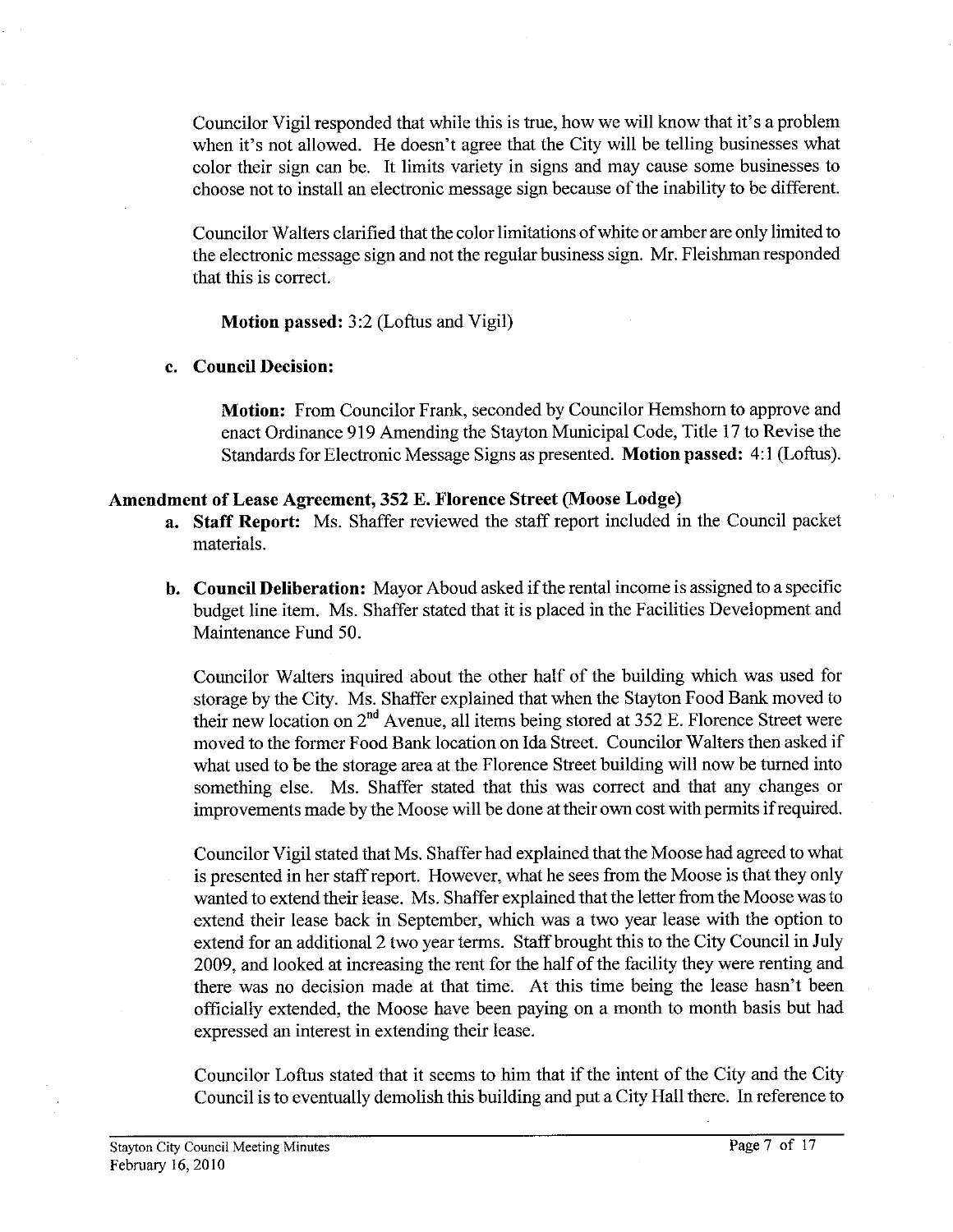Councilor Vigil responded that while this is true, how we will know that it's a problem when it's not allowed. He doesn't agree that the City will be telling businesses what color their sign can be. It limits variety in signs and may cause some businesses to choose not to install an electronic message sign because of the inability to be different.

Councilor Walters clarified that the color limitations of white or amber are only limited to the electronic message sign and not the regular business sign. Mr. Fleishman responded that this is correct.

**Motion passed:** 3:2 (Loftus and Vigil)

**c. Council Decision:**

**Motion:** From Councilor Frank, seconded by Councilor Hemshorn to approve and enact Ordinance 919 Amending the Stayton Municipal Code, Title 17 to Revise the Standards for Electronic Message Signs as presented. **Motion passed:** 4:1 (Loftus).

**Amendment of Lease Agreement, 352 E. Florence Street (Moose Lodge)**

**a. Staff Report:** Ms. Shaffer reviewed the staff report included in the Council packet materials.

**b. Council Deliberation:** Mayor Aboud asked if the rental income is assigned to a specific budget line item. Ms. Shaffer stated that it is placed in the Facilities Development and Maintenance Fund 50.

Councilor Walters inquired about the other half of the building which was used for storage by the City. Ms. Shaffer explained that when the Stayton Food Bank moved to their new location on 2nd Avenue, all items being stored at 352 E. Florence Street were moved to the former Food Bank location on Ida Street. Councilor Walters then asked if what used to be the storage area at the Florence Street building will now be turned into something else. Ms. Shaffer stated that this was correct and that any changes or improvements made by the Moose will be done at their own cost with permits if required.

Councilor Vigil stated that Ms. Shaffer had explained that the Moose had agreed to what is presented in her staff report. However, what he sees from the Moose is that they only wanted to extend their lease. Ms. Shaffer explained that the letter from the Moose was to extend their lease back in September, which was a two year lease with the option to extend for an additional 2 two year terms. Staff brought this to the City Council in July 2009, and looked at increasing the rent for the half of the facility they were renting and there was no decision made at that time. At this time being the lease hasn't been officially extended, the Moose have been paying on a month to month basis but had expressed an interest in extending their lease.

Councilor Loftus stated that it seems to him that if the intent of the City and the City Council is to eventually demolish this building and put a City Hall there. In reference to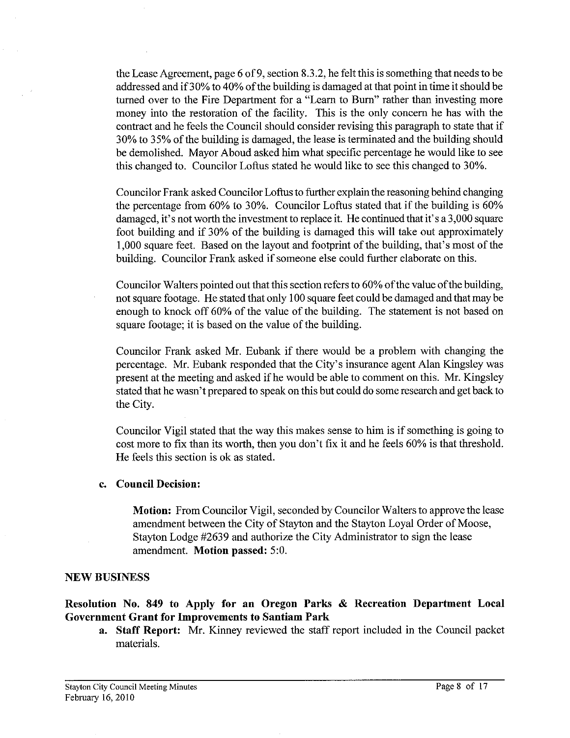the Lease Agreement, page 6 of 9, section 8.3.2, he felt this is something that needs to be addressed and if 30% to 40% of the building is damaged at that point in time it should be turned over to the Fire Department for a "Learn to Burn" rather than investing more money into the restoration of the facility. This is the only concern he has with the contract and he feels the Council should consider revising this paragraph to state that if 30% to 35% of the building is damaged, the lease is terminated and the building should be demolished. Mayor Aboud asked him what specific percentage he would like to see this changed to. Councilor Loftus stated he would like to see this changed to 30%.

Councilor Frank asked Councilor Loftus to further explain the reasoning behind changing the percentage from 60% to 30%. Councilor Loftus stated that if the building is 60% damaged, it's not worth the investment to replace it. He continued that it's a 3,000 square foot building and if 30% of the building is damaged this will take out approximately 1,000 square feet. Based on the layout and footprint of the building, that's most of the building. Councilor Frank asked if someone else could further elaborate on this.

Councilor Walters pointed out that this section refers to 60% of the value of the building, not square footage. He stated that only 100 square feet could be damaged and that may be enough to knock off 60% of the value of the building. The statement is not based on square footage; it is based on the value of the building.

Councilor Frank asked Mr. Eubank if there would be a problem with changing the percentage. Mr. Eubank responded that the City's insurance agent Alan Kingsley was present at the meeting and asked if he would be able to comment on this. Mr. Kingsley stated that he wasn't prepared to speak on this but could do some research and get back to the City.

Councilor Vigil stated that the way this makes sense to him is if something is going to cost more to fix than its worth, then you don't fix it and he feels 60% is that threshold. He feels this section is ok as stated.

c. **Council Decision:**

 **Motion:** From Councilor Vigil, seconded by Councilor Walters to approve the lease amendment between the City of Stayton and the Stayton Loyal Order of Moose, Stayton Lodge #2639 and authorize the City Administrator to sign the lease amendment. **Motion passed:** 5:0.

## NEW BUSINESS

### Resolution No. 849 to Apply for an Oregon Parks & Recreation Department Local Government Grant for Improvements to Santiam Park

a. **Staff Report:** Mr. Kinney reviewed the staff report included in the Council packet materials.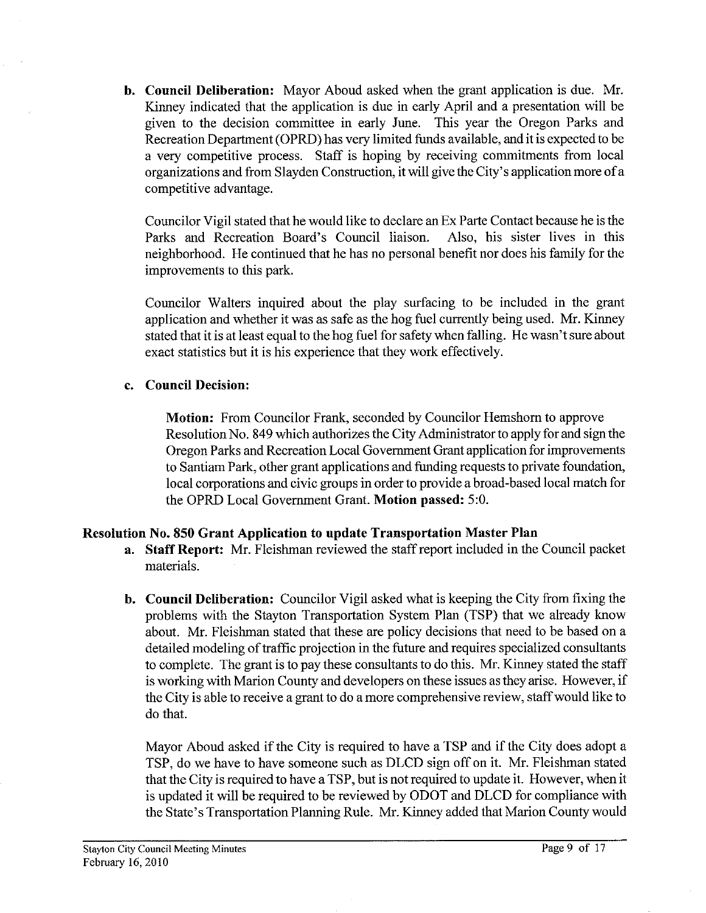**b. Council Deliberation:** Mayor Aboud asked when the grant application is due. Mr. Kinney indicated that the application is due in early April and a presentation will be given to the decision committee in early June. This year the Oregon Parks and Recreation Department (OPRD) has very limited funds available, and it is expected to be a very competitive process. Staff is hoping by receiving commitments from local organizations and from Slayden Construction, it will give the City's application more of a competitive advantage.

Councilor Vigil stated that he would like to declare an Ex Parte Contact because he is the Parks and Recreation Board's Council liaison. Also, his sister lives in this neighborhood. He continued that he has no personal benefit nor does his family for the improvements to this park.

Councilor Walters inquired about the play surfacing to be included in the grant application and whether it was as safe as the hog fuel currently being used. Mr. Kinney stated that it is at least equal to the hog fuel for safety when falling. He wasn't sure about exact statistics but it is his experience that they work effectively.

**c. Council Decision:**

**Motion:** From Councilor Frank, seconded by Councilor Hemshorn to approve Resolution No. 849 which authorizes the City Administrator to apply for and sign the Oregon Parks and Recreation Local Government Grant application for improvements to Santiam Park, other grant applications and funding requests to private foundation, local corporations and civic groups in order to provide a broad-based local match for the OPRD Local Government Grant. **Motion passed:** 5:0.

### Resolution No. 850 Grant Application to update Transportation Master Plan

**a. Staff Report:** Mr. Fleishman reviewed the staff report included in the Council packet materials.

**b. Council Deliberation:** Councilor Vigil asked what is keeping the City from fixing the problems with the Stayton Transportation System Plan (TSP) that we already know about. Mr. Fleishman stated that these are policy decisions that need to be based on a detailed modeling of traffic projection in the future and requires specialized consultants to complete. The grant is to pay these consultants to do this. Mr. Kinney stated the staff is working with Marion County and developers on these issues as they arise. However, if the City is able to receive a grant to do a more comprehensive review, staff would like to do that.

Mayor Aboud asked if the City is required to have a TSP and if the City does adopt a TSP, do we have to have someone such as DLCD sign off on it. Mr. Fleishman stated that the City is required to have a TSP, but is not required to update it. However, when it is updated it will be required to be reviewed by ODOT and DLCD for compliance with the State's Transportation Planning Rule. Mr. Kinney added that Marion County would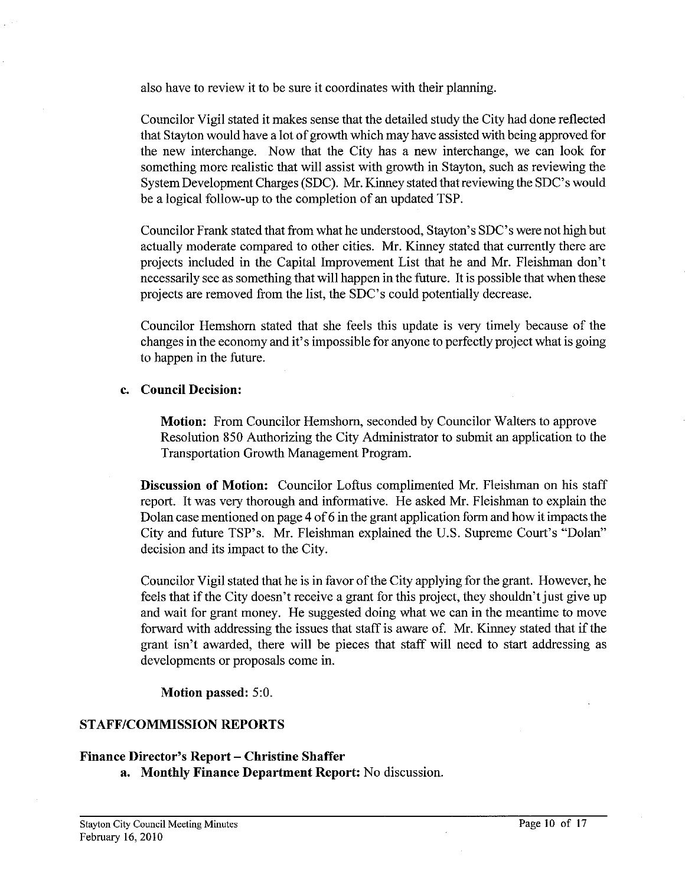also have to review it to be sure it coordinates with their planning.

Councilor Vigil stated it makes sense that the detailed study the City had done reflected that Stayton would have a lot of growth which may have assisted with being approved for the new interchange. Now that the City has a new interchange, we can look for something more realistic that will assist with growth in Stayton, such as reviewing the System Development Charges (SDC). Mr. Kinney stated that reviewing the SDC's would be a logical follow-up to the completion of an updated TSP.

Councilor Frank stated that from what he understood, Stayton's SDC's were not high but actually moderate compared to other cities. Mr. Kinney stated that currently there are projects included in the Capital Improvement List that he and Mr. Fleishman don't necessarily see as something that will happen in the future. It is possible that when these projects are removed from the list, the SDC's could potentially decrease.

Councilor Hemshorn stated that she feels this update is very timely because of the changes in the economy and it's impossible for anyone to perfectly project what is going to happen in the future.

**c. Council Decision:**

**Motion:** From Councilor Hemshorn, seconded by Councilor Walters to approve Resolution 850 Authorizing the City Administrator to submit an application to the Transportation Growth Management Program.

**Discussion of Motion:** Councilor Loftus complimented Mr. Fleishman on his staff report. It was very thorough and informative. He asked Mr. Fleishman to explain the Dolan case mentioned on page 4 of 6 in the grant application form and how it impacts the City and future TSP's. Mr. Fleishman explained the U.S. Supreme Court's "Dolan" decision and its impact to the City.

Councilor Vigil stated that he is in favor of the City applying for the grant. However, he feels that if the City doesn't receive a grant for this project, they shouldn't just give up and wait for grant money. He suggested doing what we can in the meantime to move forward with addressing the issues that staff is aware of. Mr. Kinney stated that if the grant isn't awarded, there will be pieces that staff will need to start addressing as developments or proposals come in.

**Motion passed:** 5:0.

## STAFF/COMMISSION REPORTS

### Finance Director's Report – Christine Shaffer

**a. Monthly Finance Department Report:** No discussion.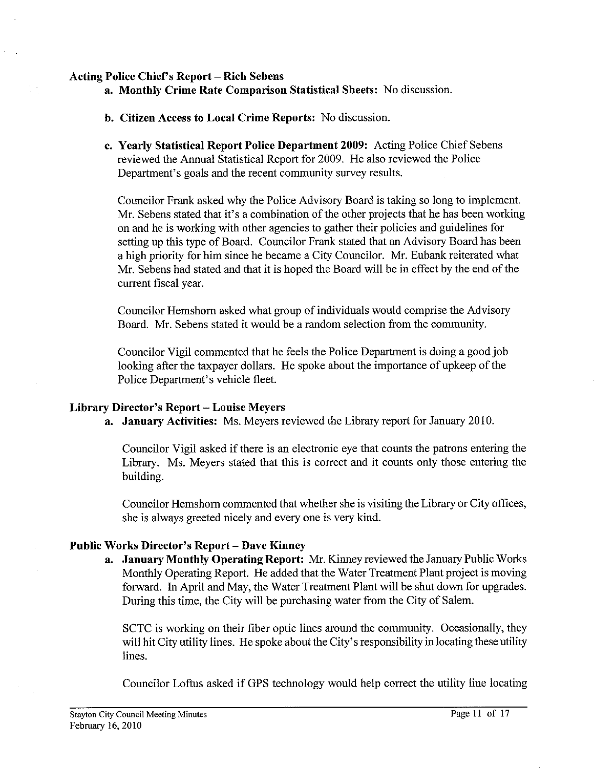**Acting Police Chief's Report – Rich Sebens**

a. **Monthly Crime Rate Comparison Statistical Sheets:** No discussion.

b. **Citizen Access to Local Crime Reports:** No discussion.

c. **Yearly Statistical Report Police Department 2009:** Acting Police Chief Sebens reviewed the Annual Statistical Report for 2009. He also reviewed the Police Department's goals and the recent community survey results.

   Councilor Frank asked why the Police Advisory Board is taking so long to implement. Mr. Sebens stated that it's a combination of the other projects that he has been working on and he is working with other agencies to gather their policies and guidelines for setting up this type of Board. Councilor Frank stated that an Advisory Board has been a high priority for him since he became a City Councilor. Mr. Eubank reiterated what Mr. Sebens had stated and that it is hoped the Board will be in effect by the end of the current fiscal year.

   Councilor Hemshorn asked what group of individuals would comprise the Advisory Board. Mr. Sebens stated it would be a random selection from the community.

   Councilor Vigil commented that he feels the Police Department is doing a good job looking after the taxpayer dollars. He spoke about the importance of upkeep of the Police Department's vehicle fleet.

**Library Director's Report – Louise Meyers**

a. **January Activities:** Ms. Meyers reviewed the Library report for January 2010.

   Councilor Vigil asked if there is an electronic eye that counts the patrons entering the Library. Ms. Meyers stated that this is correct and it counts only those entering the building.

   Councilor Hemshorn commented that whether she is visiting the Library or City offices, she is always greeted nicely and every one is very kind.

**Public Works Director's Report – Dave Kinney**

a. **January Monthly Operating Report:** Mr. Kinney reviewed the January Public Works Monthly Operating Report. He added that the Water Treatment Plant project is moving forward. In April and May, the Water Treatment Plant will be shut down for upgrades. During this time, the City will be purchasing water from the City of Salem.

   SCTC is working on their fiber optic lines around the community. Occasionally, they will hit City utility lines. He spoke about the City's responsibility in locating these utility lines.

   Councilor Loftus asked if GPS technology would help correct the utility line locating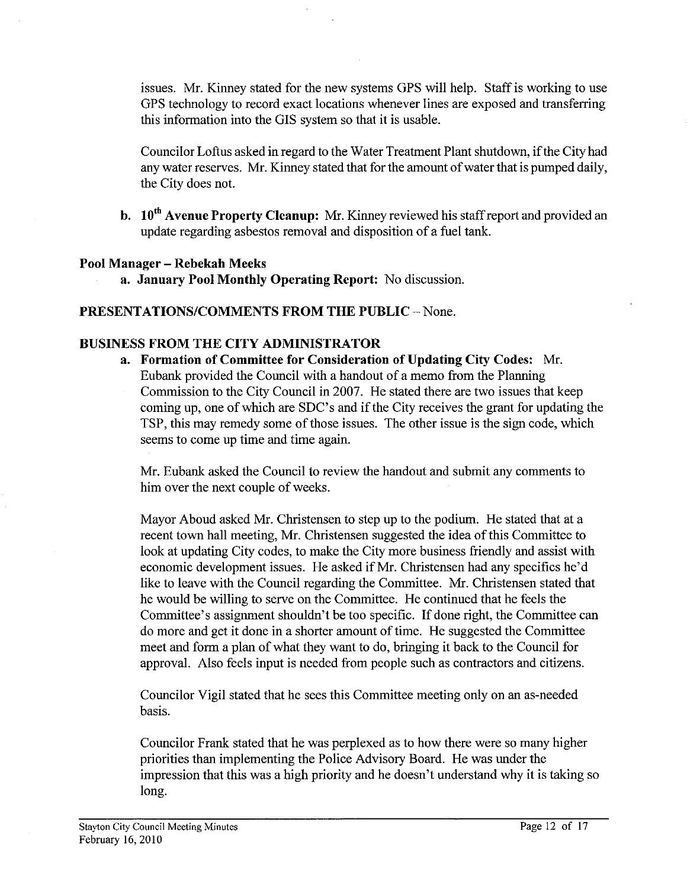issues. Mr. Kinney stated for the new systems GPS will help. Staff is working to use GPS technology to record exact locations whenever lines are exposed and transferring this information into the GIS system so that it is usable.

Councilor Loftus asked in regard to the Water Treatment Plant shutdown, if the City had any water reserves. Mr. Kinney stated that for the amount of water that is pumped daily, the City does not.

**b. 10th Avenue Property Cleanup:** Mr. Kinney reviewed his staff report and provided an update regarding asbestos removal and disposition of a fuel tank.

**Pool Manager – Rebekah Meeks**

**a. January Pool Monthly Operating Report:** No discussion.

**PRESENTATIONS/COMMENTS FROM THE PUBLIC** – None.

**BUSINESS FROM THE CITY ADMINISTRATOR**

**a. Formation of Committee for Consideration of Updating City Codes:** Mr. Eubank provided the Council with a handout of a memo from the Planning Commission to the City Council in 2007. He stated there are two issues that keep coming up, one of which are SDC's and if the City receives the grant for updating the TSP, this may remedy some of those issues. The other issue is the sign code, which seems to come up time and time again.

Mr. Eubank asked the Council to review the handout and submit any comments to him over the next couple of weeks.

Mayor Aboud asked Mr. Christensen to step up to the podium. He stated that at a recent town hall meeting, Mr. Christensen suggested the idea of this Committee to look at updating City codes, to make the City more business friendly and assist with economic development issues. He asked if Mr. Christensen had any specifics he'd like to leave with the Council regarding the Committee. Mr. Christensen stated that he would be willing to serve on the Committee. He continued that he feels the Committee's assignment shouldn't be too specific. If done right, the Committee can do more and get it done in a shorter amount of time. He suggested the Committee meet and form a plan of what they want to do, bringing it back to the Council for approval. Also feels input is needed from people such as contractors and citizens.

Councilor Vigil stated that he sees this Committee meeting only on an as-needed basis.

Councilor Frank stated that he was perplexed as to how there were so many higher priorities than implementing the Police Advisory Board. He was under the impression that this was a high priority and he doesn't understand why it is taking so long.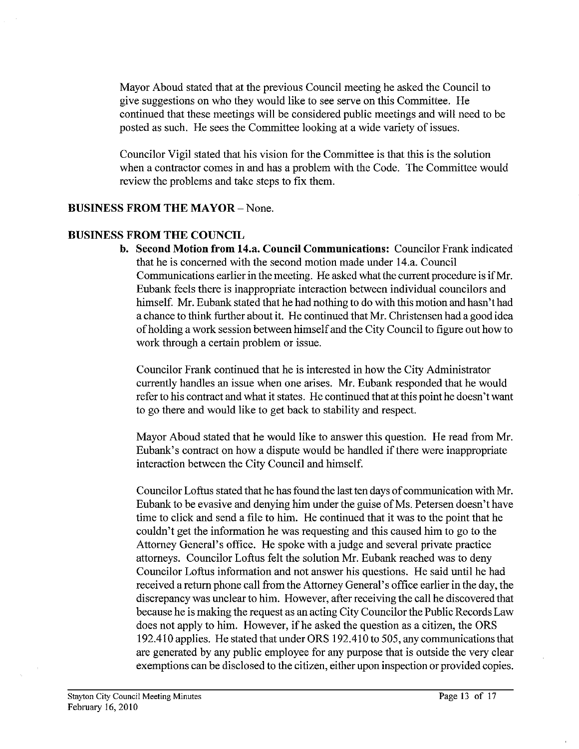Mayor Aboud stated that at the previous Council meeting he asked the Council to give suggestions on who they would like to see serve on this Committee. He continued that these meetings will be considered public meetings and will need to be posted as such. He sees the Committee looking at a wide variety of issues.

Councilor Vigil stated that his vision for the Committee is that this is the solution when a contractor comes in and has a problem with the Code. The Committee would review the problems and take steps to fix them.

**BUSINESS FROM THE MAYOR** – None.

**BUSINESS FROM THE COUNCIL**

**b. Second Motion from 14.a. Council Communications:** Councilor Frank indicated that he is concerned with the second motion made under 14.a. Council Communications earlier in the meeting. He asked what the current procedure is if Mr. Eubank feels there is inappropriate interaction between individual councilors and himself. Mr. Eubank stated that he had nothing to do with this motion and hasn't had a chance to think further about it. He continued that Mr. Christensen had a good idea of holding a work session between himself and the City Council to figure out how to work through a certain problem or issue.

Councilor Frank continued that he is interested in how the City Administrator currently handles an issue when one arises. Mr. Eubank responded that he would refer to his contract and what it states. He continued that at this point he doesn't want to go there and would like to get back to stability and respect.

Mayor Aboud stated that he would like to answer this question. He read from Mr. Eubank's contract on how a dispute would be handled if there were inappropriate interaction between the City Council and himself.

Councilor Loftus stated that he has found the last ten days of communication with Mr. Eubank to be evasive and denying him under the guise of Ms. Petersen doesn't have time to click and send a file to him. He continued that it was to the point that he couldn't get the information he was requesting and this caused him to go to the Attorney General's office. He spoke with a judge and several private practice attorneys. Councilor Loftus felt the solution Mr. Eubank reached was to deny Councilor Loftus information and not answer his questions. He said until he had received a return phone call from the Attorney General's office earlier in the day, the discrepancy was unclear to him. However, after receiving the call he discovered that because he is making the request as an acting City Councilor the Public Records Law does not apply to him. However, if he asked the question as a citizen, the ORS 192.410 applies. He stated that under ORS 192.410 to 505, any communications that are generated by any public employee for any purpose that is outside the very clear exemptions can be disclosed to the citizen, either upon inspection or provided copies.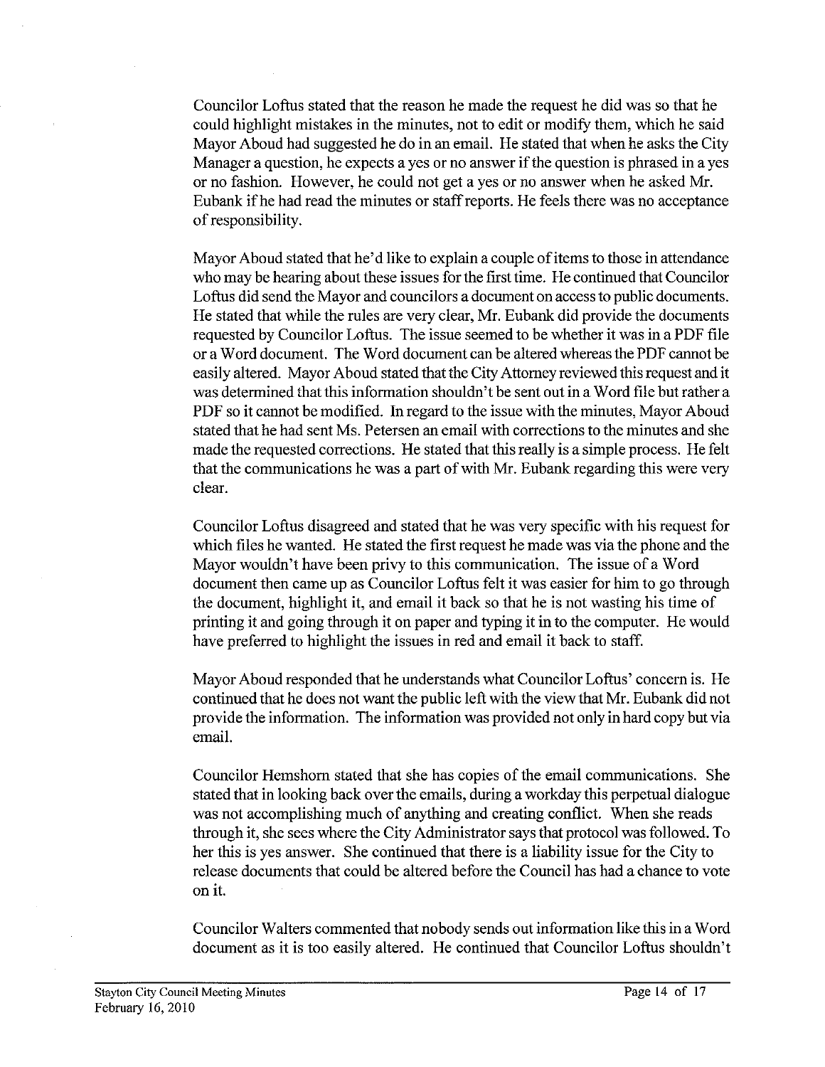Councilor Loftus stated that the reason he made the request he did was so that he could highlight mistakes in the minutes, not to edit or modify them, which he said Mayor Aboud had suggested he do in an email. He stated that when he asks the City Manager a question, he expects a yes or no answer if the question is phrased in a yes or no fashion. However, he could not get a yes or no answer when he asked Mr. Eubank if he had read the minutes or staff reports. He feels there was no acceptance of responsibility.

Mayor Aboud stated that he'd like to explain a couple of items to those in attendance who may be hearing about these issues for the first time. He continued that Councilor Loftus did send the Mayor and councilors a document on access to public documents. He stated that while the rules are very clear, Mr. Eubank did provide the documents requested by Councilor Loftus. The issue seemed to be whether it was in a PDF file or a Word document. The Word document can be altered whereas the PDF cannot be easily altered. Mayor Aboud stated that the City Attorney reviewed this request and it was determined that this information shouldn't be sent out in a Word file but rather a PDF so it cannot be modified. In regard to the issue with the minutes, Mayor Aboud stated that he had sent Ms. Petersen an email with corrections to the minutes and she made the requested corrections. He stated that this really is a simple process. He felt that the communications he was a part of with Mr. Eubank regarding this were very clear.

Councilor Loftus disagreed and stated that he was very specific with his request for which files he wanted. He stated the first request he made was via the phone and the Mayor wouldn't have been privy to this communication. The issue of a Word document then came up as Councilor Loftus felt it was easier for him to go through the document, highlight it, and email it back so that he is not wasting his time of printing it and going through it on paper and typing it in to the computer. He would have preferred to highlight the issues in red and email it back to staff.

Mayor Aboud responded that he understands what Councilor Loftus' concern is. He continued that he does not want the public left with the view that Mr. Eubank did not provide the information. The information was provided not only in hard copy but via email.

Councilor Hemshorn stated that she has copies of the email communications. She stated that in looking back over the emails, during a workday this perpetual dialogue was not accomplishing much of anything and creating conflict. When she reads through it, she sees where the City Administrator says that protocol was followed. To her this is yes answer. She continued that there is a liability issue for the City to release documents that could be altered before the Council has had a chance to vote on it.

Councilor Walters commented that nobody sends out information like this in a Word document as it is too easily altered. He continued that Councilor Loftus shouldn't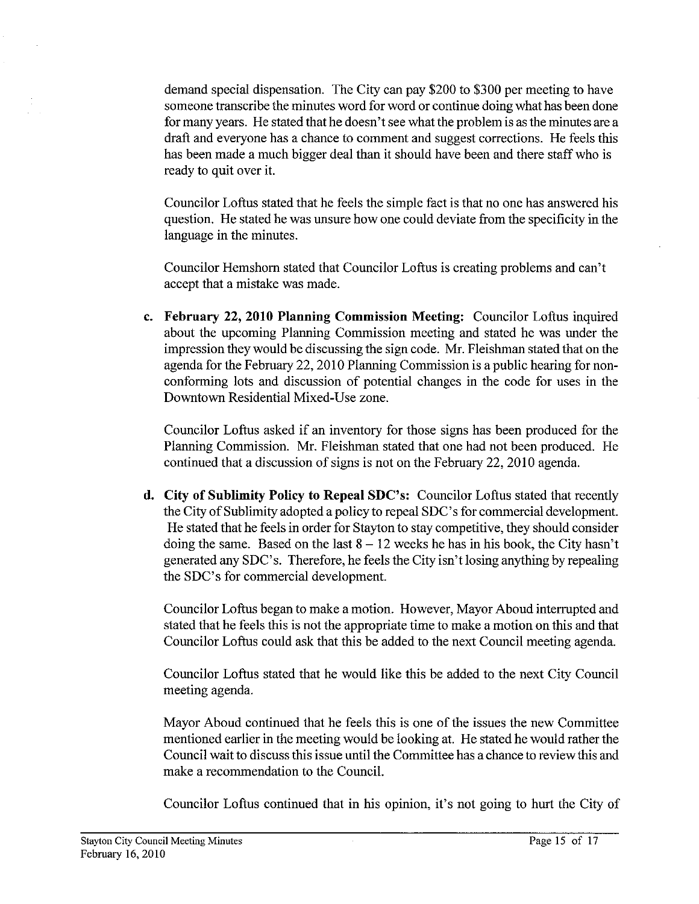demand special dispensation. The City can pay $200 to $300 per meeting to have someone transcribe the minutes word for word or continue doing what has been done for many years. He stated that he doesn't see what the problem is as the minutes are a draft and everyone has a chance to comment and suggest corrections. He feels this has been made a much bigger deal than it should have been and there staff who is ready to quit over it.

Councilor Loftus stated that he feels the simple fact is that no one has answered his question. He stated he was unsure how one could deviate from the specificity in the language in the minutes.

Councilor Hemshorn stated that Councilor Loftus is creating problems and can't accept that a mistake was made.

c. **February 22, 2010 Planning Commission Meeting:** Councilor Loftus inquired about the upcoming Planning Commission meeting and stated he was under the impression they would be discussing the sign code. Mr. Fleishman stated that on the agenda for the February 22, 2010 Planning Commission is a public hearing for non-conforming lots and discussion of potential changes in the code for uses in the Downtown Residential Mixed-Use zone.

   Councilor Loftus asked if an inventory for those signs has been produced for the Planning Commission. Mr. Fleishman stated that one had not been produced. He continued that a discussion of signs is not on the February 22, 2010 agenda.

d. **City of Sublimity Policy to Repeal SDC's:** Councilor Loftus stated that recently the City of Sublimity adopted a policy to repeal SDC's for commercial development. He stated that he feels in order for Stayton to stay competitive, they should consider doing the same. Based on the last 8 – 12 weeks he has in his book, the City hasn't generated any SDC's. Therefore, he feels the City isn't losing anything by repealing the SDC's for commercial development.

   Councilor Loftus began to make a motion. However, Mayor Aboud interrupted and stated that he feels this is not the appropriate time to make a motion on this and that Councilor Loftus could ask that this be added to the next Council meeting agenda.

   Councilor Loftus stated that he would like this be added to the next City Council meeting agenda.

   Mayor Aboud continued that he feels this is one of the issues the new Committee mentioned earlier in the meeting would be looking at. He stated he would rather the Council wait to discuss this issue until the Committee has a chance to review this and make a recommendation to the Council.

   Councilor Loftus continued that in his opinion, it's not going to hurt the City of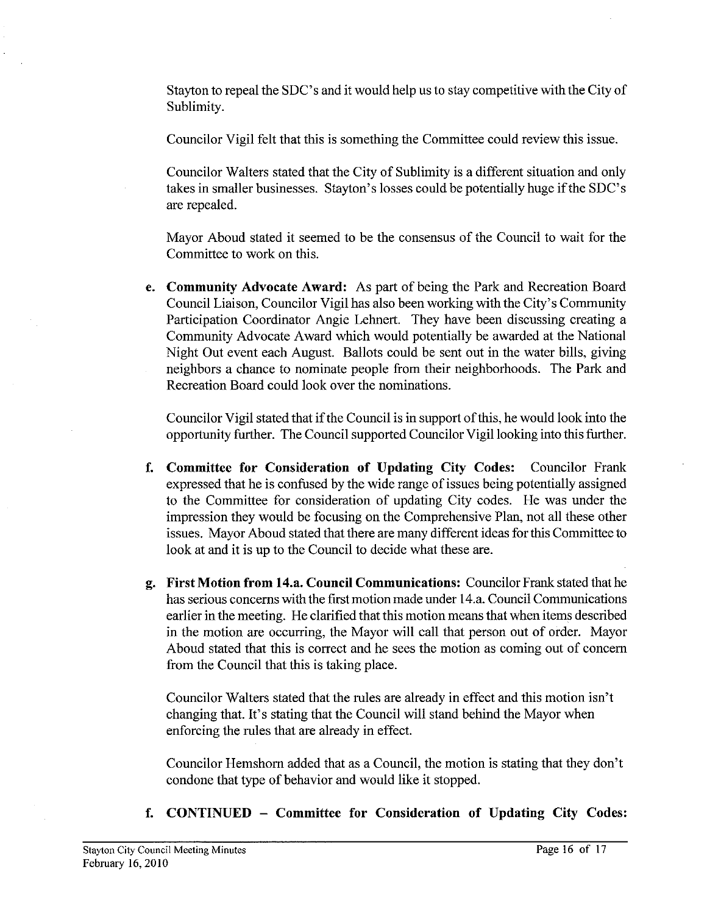Stayton to repeal the SDC's and it would help us to stay competitive with the City of Sublimity.

Councilor Vigil felt that this is something the Committee could review this issue.

Councilor Walters stated that the City of Sublimity is a different situation and only takes in smaller businesses. Stayton's losses could be potentially huge if the SDC's are repealed.

Mayor Aboud stated it seemed to be the consensus of the Council to wait for the Committee to work on this.

e. **Community Advocate Award:** As part of being the Park and Recreation Board Council Liaison, Councilor Vigil has also been working with the City's Community Participation Coordinator Angie Lehnert. They have been discussing creating a Community Advocate Award which would potentially be awarded at the National Night Out event each August. Ballots could be sent out in the water bills, giving neighbors a chance to nominate people from their neighborhoods. The Park and Recreation Board could look over the nominations.

   Councilor Vigil stated that if the Council is in support of this, he would look into the opportunity further. The Council supported Councilor Vigil looking into this further.

f. **Committee for Consideration of Updating City Codes:** Councilor Frank expressed that he is confused by the wide range of issues being potentially assigned to the Committee for consideration of updating City codes. He was under the impression they would be focusing on the Comprehensive Plan, not all these other issues. Mayor Aboud stated that there are many different ideas for this Committee to look at and it is up to the Council to decide what these are.

g. **First Motion from 14.a. Council Communications:** Councilor Frank stated that he has serious concerns with the first motion made under 14.a. Council Communications earlier in the meeting. He clarified that this motion means that when items described in the motion are occurring, the Mayor will call that person out of order. Mayor Aboud stated that this is correct and he sees the motion as coming out of concern from the Council that this is taking place.

   Councilor Walters stated that the rules are already in effect and this motion isn't changing that. It's stating that the Council will stand behind the Mayor when enforcing the rules that are already in effect.

   Councilor Hemshorn added that as a Council, the motion is stating that they don't condone that type of behavior and would like it stopped.

f. **CONTINUED – Committee for Consideration of Updating City Codes:**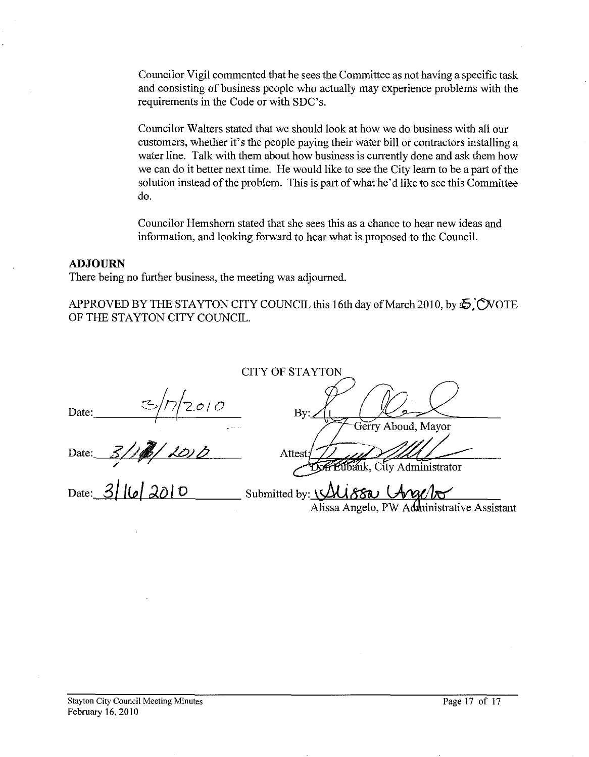Councilor Vigil commented that he sees the Committee as not having a specific task and consisting of business people who actually may experience problems with the requirements in the Code or with SDC's.

Councilor Walters stated that we should look at how we do business with all our customers, whether it's the people paying their water bill or contractors installing a water line. Talk with them about how business is currently done and ask them how we can do it better next time. He would like to see the City learn to be a part of the solution instead of the problem. This is part of what he'd like to see this Committee do.

Councilor Hemshorn stated that she sees this as a chance to hear new ideas and information, and looking forward to hear what is proposed to the Council.

**ADJOURN**

There being no further business, the meeting was adjourned.

APPROVED BY THE STAYTON CITY COUNCIL this 16th day of March 2010, by a 5:0 VOTE OF THE STAYTON CITY COUNCIL.

CITY OF STAYTON

Date: 3/17/2010 By: Gerry Aboud, Mayor

Date: 3/18/2010 Attest: Don Eubank, City Administrator

Date: 3/16/2010 Submitted by: Alissa Angelo, PW Administrative Assistant